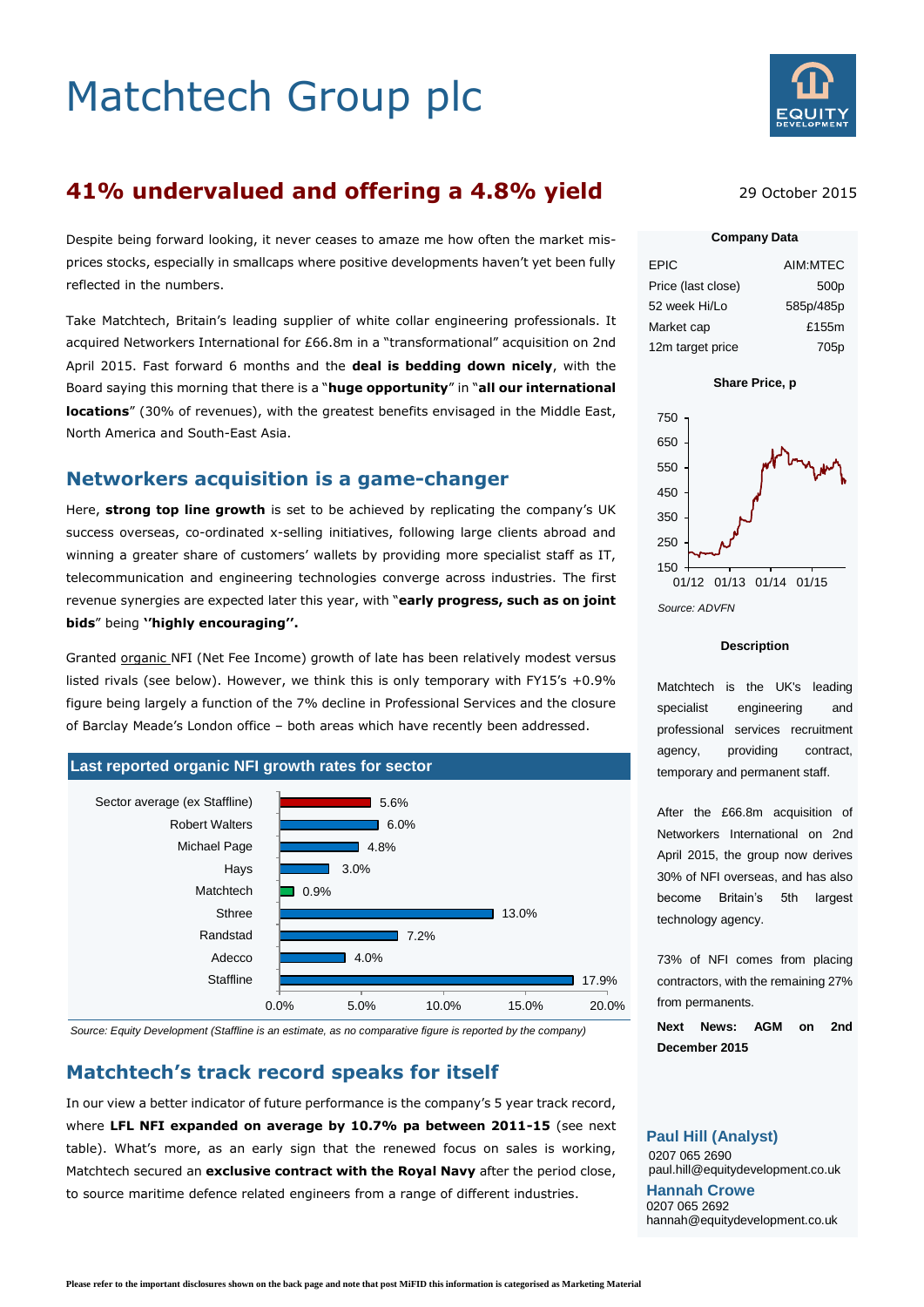# Matchtech Group plc

## 41% undervalued and offering a 4.8% yield

29 October 2015

Despite being forward looking, it never ceases to amaze me how often the market mis-prices stocks, especially in smallcaps where positive developments haven't yet been fully reflected in the numbers.

Take Matchtech, Britain's leading supplier of white collar engineering professionals. It acquired Networkers International for £66.8m in a "transformational" acquisition on 2nd April 2015. Fast forward 6 months and the **deal is bedding down nicely**, with the Board saying this morning that there is a "**huge opportunity**" in "**all our international locations**" (30% of revenues), with the greatest benefits envisaged in the Middle East, North America and South-East Asia.

### Networkers acquisition is a game-changer

Here, **strong top line growth** is set to be achieved by replicating the company's UK success overseas, co-ordinated x-selling initiatives, following large clients abroad and winning a greater share of customers' wallets by providing more specialist staff as IT, telecommunication and engineering technologies converge across industries. The first revenue synergies are expected later this year, with "**early progress, such as on joint bids**" being **''highly encouraging''.**

Granted organic NFI (Net Fee Income) growth of late has been relatively modest versus listed rivals (see below). However, we think this is only temporary with FY15's +0.9% figure being largely a function of the 7% decline in Professional Services and the closure of Barclay Meade's London office – both areas which have recently been addressed.

**Last reported organic NFI growth rates for sector**

| Company | Organic NFI growth |
|---|---|
| Sector average (ex Staffline) | 5.6% |
| Robert Walters | 6.0% |
| Michael Page | 4.8% |
| Hays | 3.0% |
| Matchtech | 0.9% |
| Sthree | 13.0% |
| Randstad | 7.2% |
| Adecco | 4.0% |
| Staffline | 17.9% |

*Source: Equity Development (Staffline is an estimate, as no comparative figure is reported by the company)*

### Matchtech's track record speaks for itself

In our view a better indicator of future performance is the company's 5 year track record, where **LFL NFI expanded on average by 10.7% pa between 2011-15** (see next table). What's more, as an early sign that the renewed focus on sales is working, Matchtech secured an **exclusive contract with the Royal Navy** after the period close, to source maritime defence related engineers from a range of different industries.

**Company Data**

| | |
|---|---|
| EPIC | AIM:MTEC |
| Price (last close) | 500p |
| 52 week Hi/Lo | 585p/485p |
| Market cap | £155m |
| 12m target price | 705p |

**Share Price, p**

*Source: ADVFN*

**Description**

Matchtech is the UK's leading specialist engineering and professional services recruitment agency, providing contract, temporary and permanent staff.

After the £66.8m acquisition of Networkers International on 2nd April 2015, the group now derives 30% of NFI overseas, and has also become Britain's 5th largest technology agency.

73% of NFI comes from placing contractors, with the remaining 27% from permanents.

**Next News: AGM on 2nd December 2015**

**Paul Hill (Analyst)**
0207 065 2690
paul.hill@equitydevelopment.co.uk

**Hannah Crowe**
0207 065 2692
hannah@equitydevelopment.co.uk

Please refer to the important disclosures shown on the back page and note that post MiFID this information is categorised as Marketing Material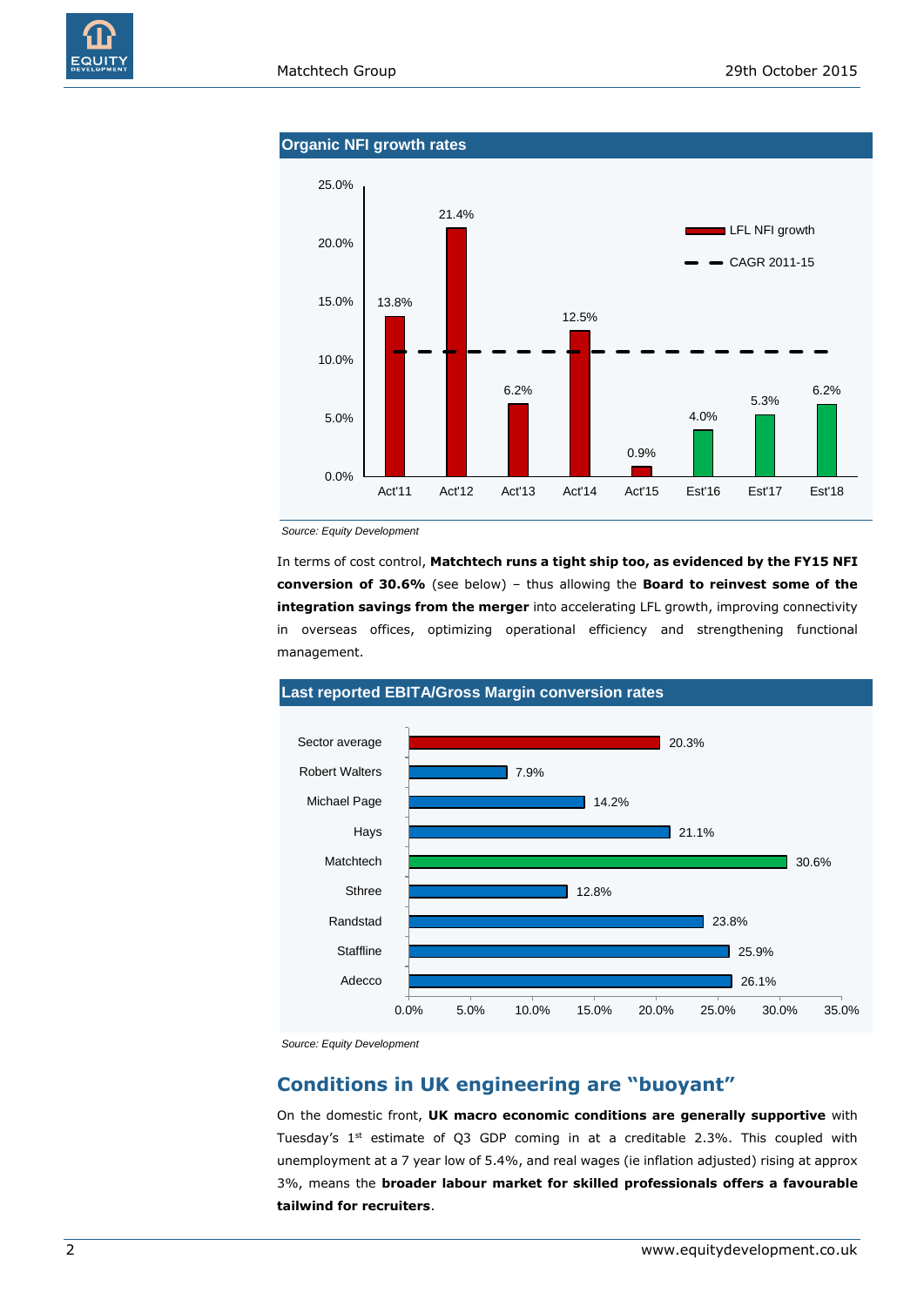**Organic NFI growth rates**

| | LFL NFI growth |
|---|---|
| Act'11 | 13.8% |
| Act'12 | 21.4% |
| Act'13 | 6.2% |
| Act'14 | 12.5% |
| Act'15 | 0.9% |
| Est'16 | 4.0% |
| Est'17 | 5.3% |
| Est'18 | 6.2% |

*Source: Equity Development*

In terms of cost control, **Matchtech runs a tight ship too, as evidenced by the FY15 NFI conversion of 30.6%** (see below) – thus allowing the **Board to reinvest some of the integration savings from the merger** into accelerating LFL growth, improving connectivity in overseas offices, optimizing operational efficiency and strengthening functional management.

**Last reported EBITA/Gross Margin conversion rates**

| Company | Conversion rate |
|---|---|
| Sector average | 20.3% |
| Robert Walters | 7.9% |
| Michael Page | 14.2% |
| Hays | 21.1% |
| Matchtech | 30.6% |
| Sthree | 12.8% |
| Randstad | 23.8% |
| Staffline | 25.9% |
| Adecco | 26.1% |

*Source: Equity Development*

## Conditions in UK engineering are "buoyant"

On the domestic front, **UK macro economic conditions are generally supportive** with Tuesday's 1st estimate of Q3 GDP coming in at a creditable 2.3%. This coupled with unemployment at a 7 year low of 5.4%, and real wages (ie inflation adjusted) rising at approx 3%, means the **broader labour market for skilled professionals offers a favourable tailwind for recruiters**.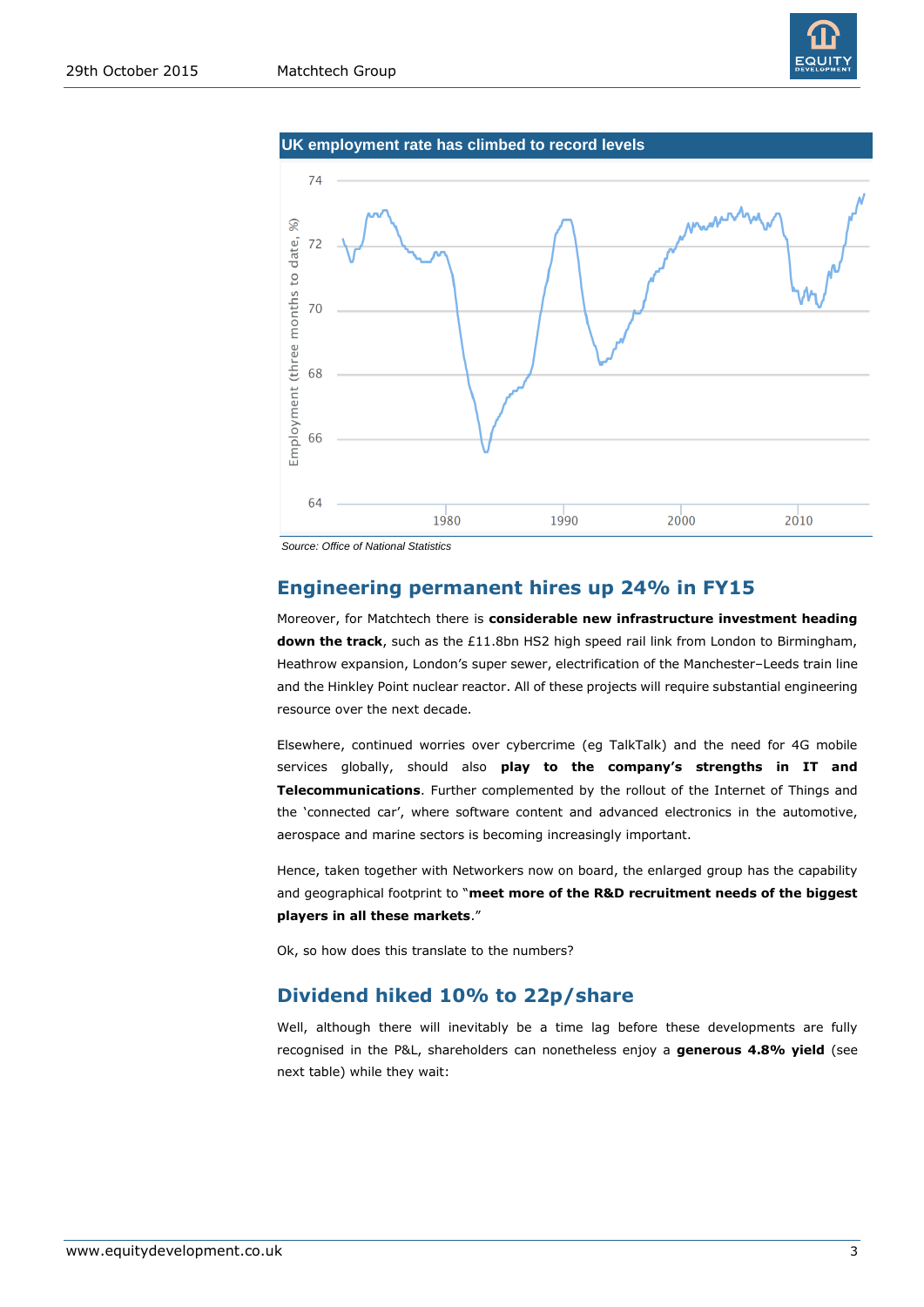**UK employment rate has climbed to record levels**

Source: Office of National Statistics

## Engineering permanent hires up 24% in FY15

Moreover, for Matchtech there is **considerable new infrastructure investment heading down the track**, such as the £11.8bn HS2 high speed rail link from London to Birmingham, Heathrow expansion, London's super sewer, electrification of the Manchester–Leeds train line and the Hinkley Point nuclear reactor. All of these projects will require substantial engineering resource over the next decade.

Elsewhere, continued worries over cybercrime (eg TalkTalk) and the need for 4G mobile services globally, should also **play to the company's strengths in IT and Telecommunications**. Further complemented by the rollout of the Internet of Things and the 'connected car', where software content and advanced electronics in the automotive, aerospace and marine sectors is becoming increasingly important.

Hence, taken together with Networkers now on board, the enlarged group has the capability and geographical footprint to "**meet more of the R&D recruitment needs of the biggest players in all these markets**."

Ok, so how does this translate to the numbers?

## Dividend hiked 10% to 22p/share

Well, although there will inevitably be a time lag before these developments are fully recognised in the P&L, shareholders can nonetheless enjoy a **generous 4.8% yield** (see next table) while they wait: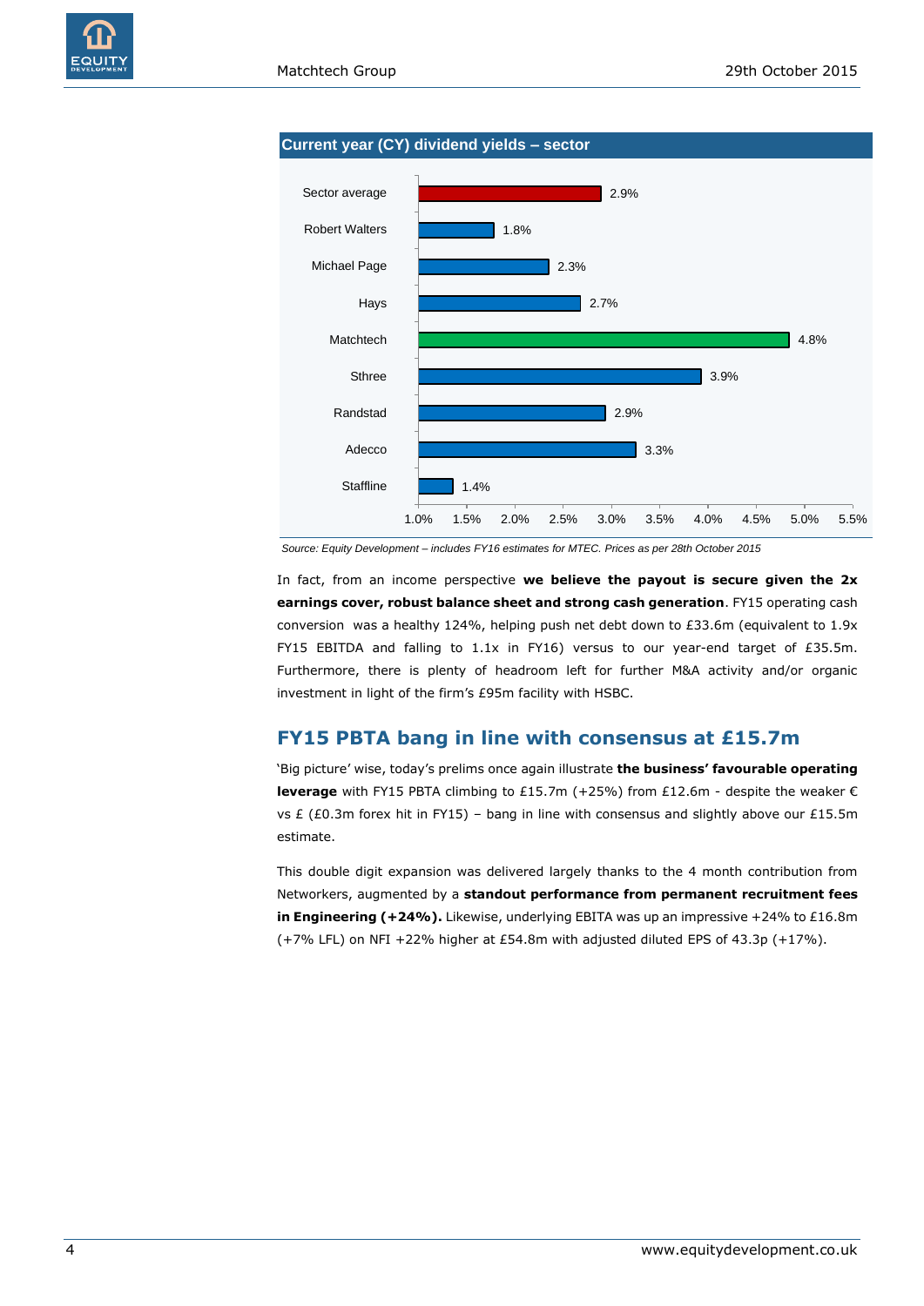**Current year (CY) dividend yields – sector**

| Company | CY dividend yield |
|---|---|
| Sector average | 2.9% |
| Robert Walters | 1.8% |
| Michael Page | 2.3% |
| Hays | 2.7% |
| Matchtech | 4.8% |
| Sthree | 3.9% |
| Randstad | 2.9% |
| Adecco | 3.3% |
| Staffline | 1.4% |

*Source: Equity Development – includes FY16 estimates for MTEC. Prices as per 28th October 2015*

In fact, from an income perspective **we believe the payout is secure given the 2x earnings cover, robust balance sheet and strong cash generation**. FY15 operating cash conversion was a healthy 124%, helping push net debt down to £33.6m (equivalent to 1.9x FY15 EBITDA and falling to 1.1x in FY16) versus to our year-end target of £35.5m. Furthermore, there is plenty of headroom left for further M&A activity and/or organic investment in light of the firm's £95m facility with HSBC.

## FY15 PBTA bang in line with consensus at £15.7m

'Big picture' wise, today's prelims once again illustrate **the business' favourable operating leverage** with FY15 PBTA climbing to £15.7m (+25%) from £12.6m - despite the weaker € vs £ (£0.3m forex hit in FY15) – bang in line with consensus and slightly above our £15.5m estimate.

This double digit expansion was delivered largely thanks to the 4 month contribution from Networkers, augmented by a **standout performance from permanent recruitment fees in Engineering (+24%).** Likewise, underlying EBITA was up an impressive +24% to £16.8m (+7% LFL) on NFI +22% higher at £54.8m with adjusted diluted EPS of 43.3p (+17%).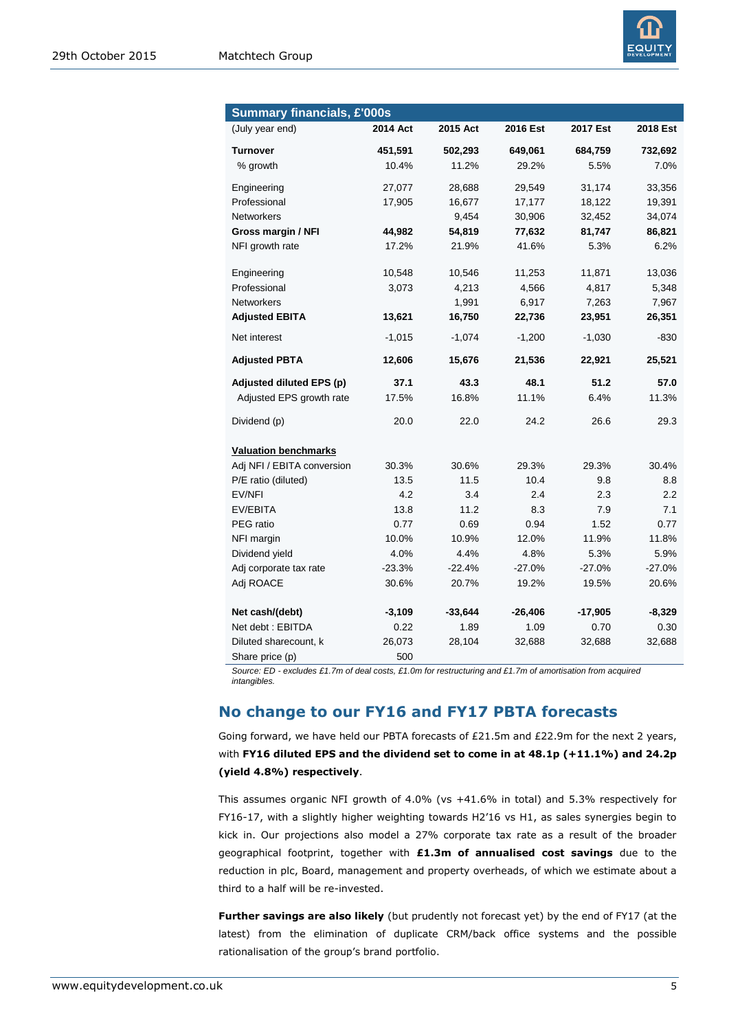| Summary financials, £'000s | | | | | |
|---|---|---|---|---|---|
| (July year end) | 2014 Act | 2015 Act | 2016 Est | 2017 Est | 2018 Est |
| **Turnover** | **451,591** | **502,293** | **649,061** | **684,759** | **732,692** |
| % growth | 10.4% | 11.2% | 29.2% | 5.5% | 7.0% |
| Engineering | 27,077 | 28,688 | 29,549 | 31,174 | 33,356 |
| Professional | 17,905 | 16,677 | 17,177 | 18,122 | 19,391 |
| Networkers | | 9,454 | 30,906 | 32,452 | 34,074 |
| **Gross margin / NFI** | **44,982** | **54,819** | **77,632** | **81,747** | **86,821** |
| NFI growth rate | 17.2% | 21.9% | 41.6% | 5.3% | 6.2% |
| Engineering | 10,548 | 10,546 | 11,253 | 11,871 | 13,036 |
| Professional | 3,073 | 4,213 | 4,566 | 4,817 | 5,348 |
| Networkers | | 1,991 | 6,917 | 7,263 | 7,967 |
| **Adjusted EBITA** | **13,621** | **16,750** | **22,736** | **23,951** | **26,351** |
| Net interest | -1,015 | -1,074 | -1,200 | -1,030 | -830 |
| **Adjusted PBTA** | **12,606** | **15,676** | **21,536** | **22,921** | **25,521** |
| **Adjusted diluted EPS (p)** | **37.1** | **43.3** | **48.1** | **51.2** | **57.0** |
| Adjusted EPS growth rate | 17.5% | 16.8% | 11.1% | 6.4% | 11.3% |
| Dividend (p) | 20.0 | 22.0 | 24.2 | 26.6 | 29.3 |
| **Valuation benchmarks** | | | | | |
| Adj NFI / EBITA conversion | 30.3% | 30.6% | 29.3% | 29.3% | 30.4% |
| P/E ratio (diluted) | 13.5 | 11.5 | 10.4 | 9.8 | 8.8 |
| EV/NFI | 4.2 | 3.4 | 2.4 | 2.3 | 2.2 |
| EV/EBITA | 13.8 | 11.2 | 8.3 | 7.9 | 7.1 |
| PEG ratio | 0.77 | 0.69 | 0.94 | 1.52 | 0.77 |
| NFI margin | 10.0% | 10.9% | 12.0% | 11.9% | 11.8% |
| Dividend yield | 4.0% | 4.4% | 4.8% | 5.3% | 5.9% |
| Adj corporate tax rate | -23.3% | -22.4% | -27.0% | -27.0% | -27.0% |
| Adj ROACE | 30.6% | 20.7% | 19.2% | 19.5% | 20.6% |
| **Net cash/(debt)** | **-3,109** | **-33,644** | **-26,406** | **-17,905** | **-8,329** |
| Net debt : EBITDA | 0.22 | 1.89 | 1.09 | 0.70 | 0.30 |
| Diluted sharecount, k | 26,073 | 28,104 | 32,688 | 32,688 | 32,688 |
| Share price (p) | 500 | | | | |

*Source: ED - excludes £1.7m of deal costs, £1.0m for restructuring and £1.7m of amortisation from acquired intangibles.*

## No change to our FY16 and FY17 PBTA forecasts

Going forward, we have held our PBTA forecasts of £21.5m and £22.9m for the next 2 years, with **FY16 diluted EPS and the dividend set to come in at 48.1p (+11.1%) and 24.2p (yield 4.8%) respectively**.

This assumes organic NFI growth of 4.0% (vs +41.6% in total) and 5.3% respectively for FY16-17, with a slightly higher weighting towards H2'16 vs H1, as sales synergies begin to kick in. Our projections also model a 27% corporate tax rate as a result of the broader geographical footprint, together with **£1.3m of annualised cost savings** due to the reduction in plc, Board, management and property overheads, of which we estimate about a third to a half will be re-invested.

**Further savings are also likely** (but prudently not forecast yet) by the end of FY17 (at the latest) from the elimination of duplicate CRM/back office systems and the possible rationalisation of the group's brand portfolio.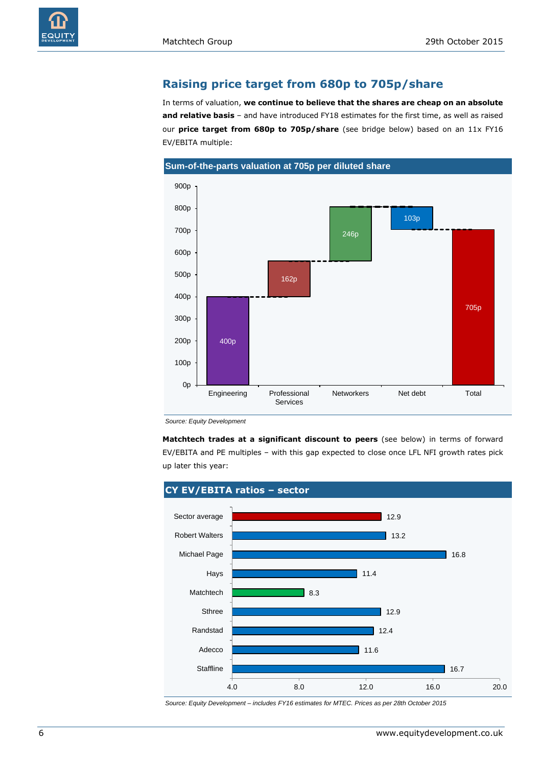## Raising price target from 680p to 705p/share

In terms of valuation, **we continue to believe that the shares are cheap on an absolute and relative basis** – and have introduced FY18 estimates for the first time, as well as raised our **price target from 680p to 705p/share** (see bridge below) based on an 11x FY16 EV/EBITA multiple:

**Sum-of-the-parts valuation at 705p per diluted share**

| Component | Value |
|---|---|
| Engineering | 400p |
| Professional Services | 162p |
| Networkers | 246p |
| Net debt | 103p |
| Total | 705p |

*Source: Equity Development*

**Matchtech trades at a significant discount to peers** (see below) in terms of forward EV/EBITA and PE multiples – with this gap expected to close once LFL NFI growth rates pick up later this year:

**CY EV/EBITA ratios – sector**

| Company | EV/EBITA |
|---|---|
| Sector average | 12.9 |
| Robert Walters | 13.2 |
| Michael Page | 16.8 |
| Hays | 11.4 |
| Matchtech | 8.3 |
| Sthree | 12.9 |
| Randstad | 12.4 |
| Adecco | 11.6 |
| Staffline | 16.7 |

*Source: Equity Development – includes FY16 estimates for MTEC. Prices as per 28th October 2015*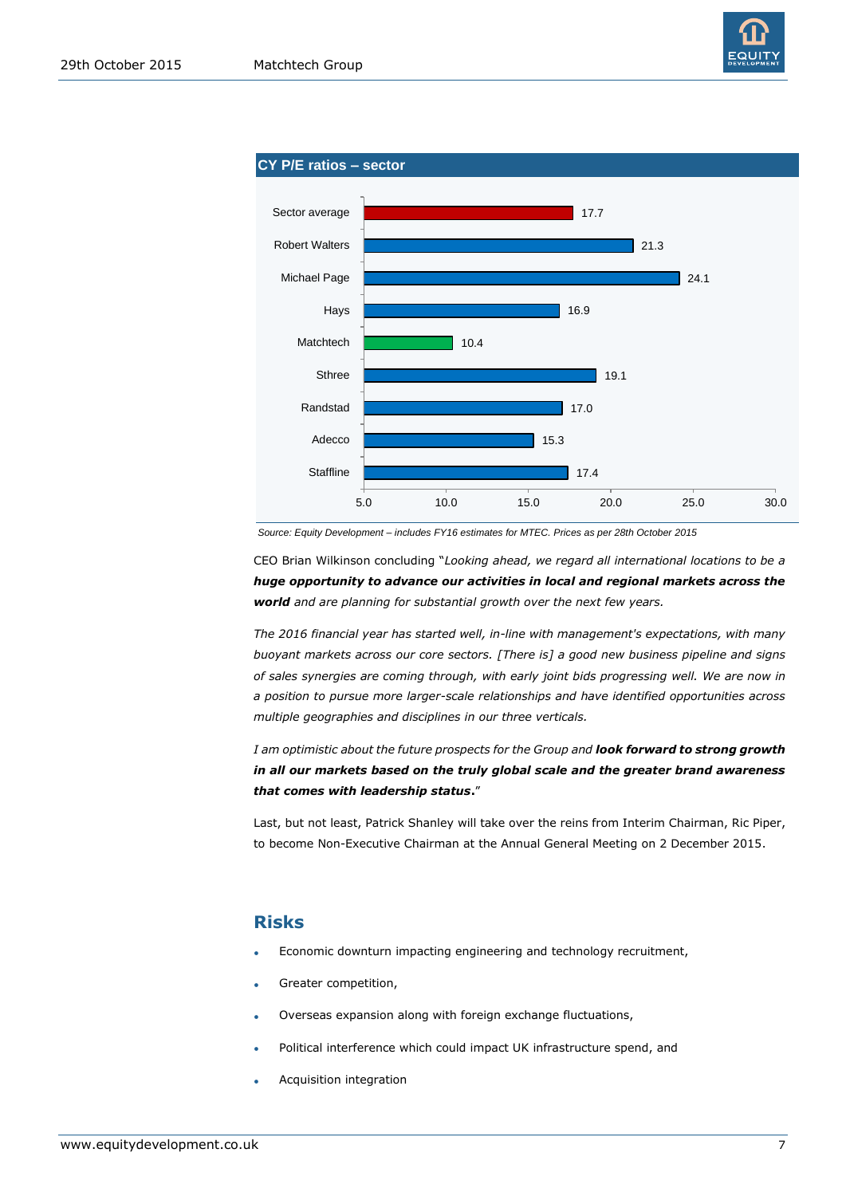**CY P/E ratios – sector**

| Company | CY P/E |
|---|---|
| Sector average | 17.7 |
| Robert Walters | 21.3 |
| Michael Page | 24.1 |
| Hays | 16.9 |
| Matchtech | 10.4 |
| Sthree | 19.1 |
| Randstad | 17.0 |
| Adecco | 15.3 |
| Staffline | 17.4 |

*Source: Equity Development – includes FY16 estimates for MTEC. Prices as per 28th October 2015*

CEO Brian Wilkinson concluding "*Looking ahead, we regard all international locations to be a **huge opportunity to advance our activities in local and regional markets across the world** and are planning for substantial growth over the next few years.*

*The 2016 financial year has started well, in-line with management's expectations, with many buoyant markets across our core sectors. [There is] a good new business pipeline and signs of sales synergies are coming through, with early joint bids progressing well. We are now in a position to pursue more larger-scale relationships and have identified opportunities across multiple geographies and disciplines in our three verticals.*

*I am optimistic about the future prospects for the Group and **look forward to strong growth in all our markets based on the truly global scale and the greater brand awareness that comes with leadership status**.*"

Last, but not least, Patrick Shanley will take over the reins from Interim Chairman, Ric Piper, to become Non-Executive Chairman at the Annual General Meeting on 2 December 2015.

## Risks

- Economic downturn impacting engineering and technology recruitment,
- Greater competition,
- Overseas expansion along with foreign exchange fluctuations,
- Political interference which could impact UK infrastructure spend, and
- Acquisition integration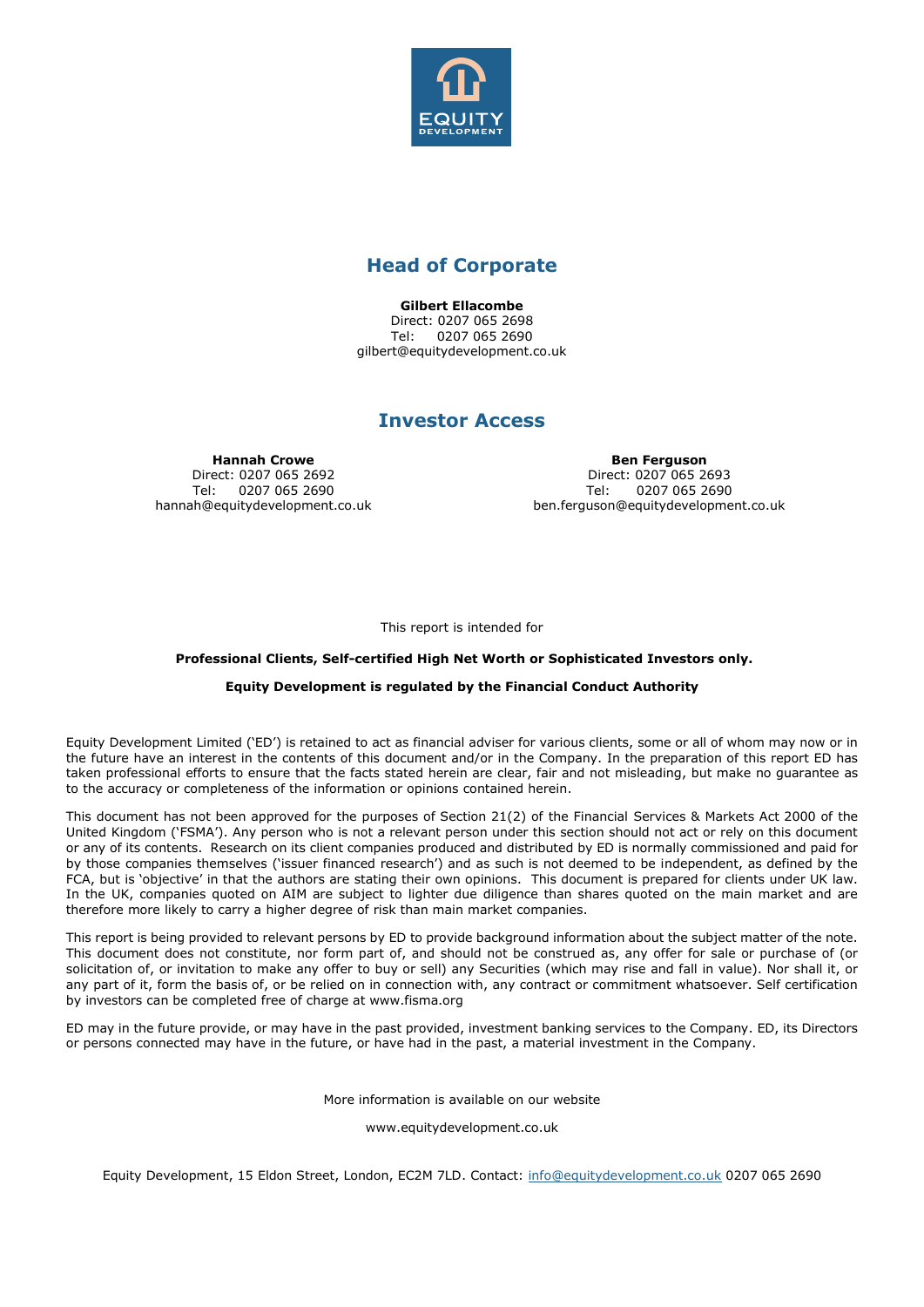## Head of Corporate

**Gilbert Ellacombe**
Direct: 0207 065 2698
Tel: 0207 065 2690
gilbert@equitydevelopment.co.uk

## Investor Access

**Hannah Crowe**
Direct: 0207 065 2692
Tel: 0207 065 2690
hannah@equitydevelopment.co.uk

**Ben Ferguson**
Direct: 0207 065 2693
Tel: 0207 065 2690
ben.ferguson@equitydevelopment.co.uk

This report is intended for

**Professional Clients, Self-certified High Net Worth or Sophisticated Investors only.**

**Equity Development is regulated by the Financial Conduct Authority**

Equity Development Limited ('ED') is retained to act as financial adviser for various clients, some or all of whom may now or in the future have an interest in the contents of this document and/or in the Company. In the preparation of this report ED has taken professional efforts to ensure that the facts stated herein are clear, fair and not misleading, but make no guarantee as to the accuracy or completeness of the information or opinions contained herein.

This document has not been approved for the purposes of Section 21(2) of the Financial Services & Markets Act 2000 of the United Kingdom ('FSMA'). Any person who is not a relevant person under this section should not act or rely on this document or any of its contents. Research on its client companies produced and distributed by ED is normally commissioned and paid for by those companies themselves ('issuer financed research') and as such is not deemed to be independent, as defined by the FCA, but is 'objective' in that the authors are stating their own opinions. This document is prepared for clients under UK law. In the UK, companies quoted on AIM are subject to lighter due diligence than shares quoted on the main market and are therefore more likely to carry a higher degree of risk than main market companies.

This report is being provided to relevant persons by ED to provide background information about the subject matter of the note. This document does not constitute, nor form part of, and should not be construed as, any offer for sale or purchase of (or solicitation of, or invitation to make any offer to buy or sell) any Securities (which may rise and fall in value). Nor shall it, or any part of it, form the basis of, or be relied on in connection with, any contract or commitment whatsoever. Self certification by investors can be completed free of charge at www.fisma.org

ED may in the future provide, or may have in the past provided, investment banking services to the Company. ED, its Directors or persons connected may have in the future, or have had in the past, a material investment in the Company.

More information is available on our website

www.equitydevelopment.co.uk

Equity Development, 15 Eldon Street, London, EC2M 7LD. Contact: info@equitydevelopment.co.uk 0207 065 2690